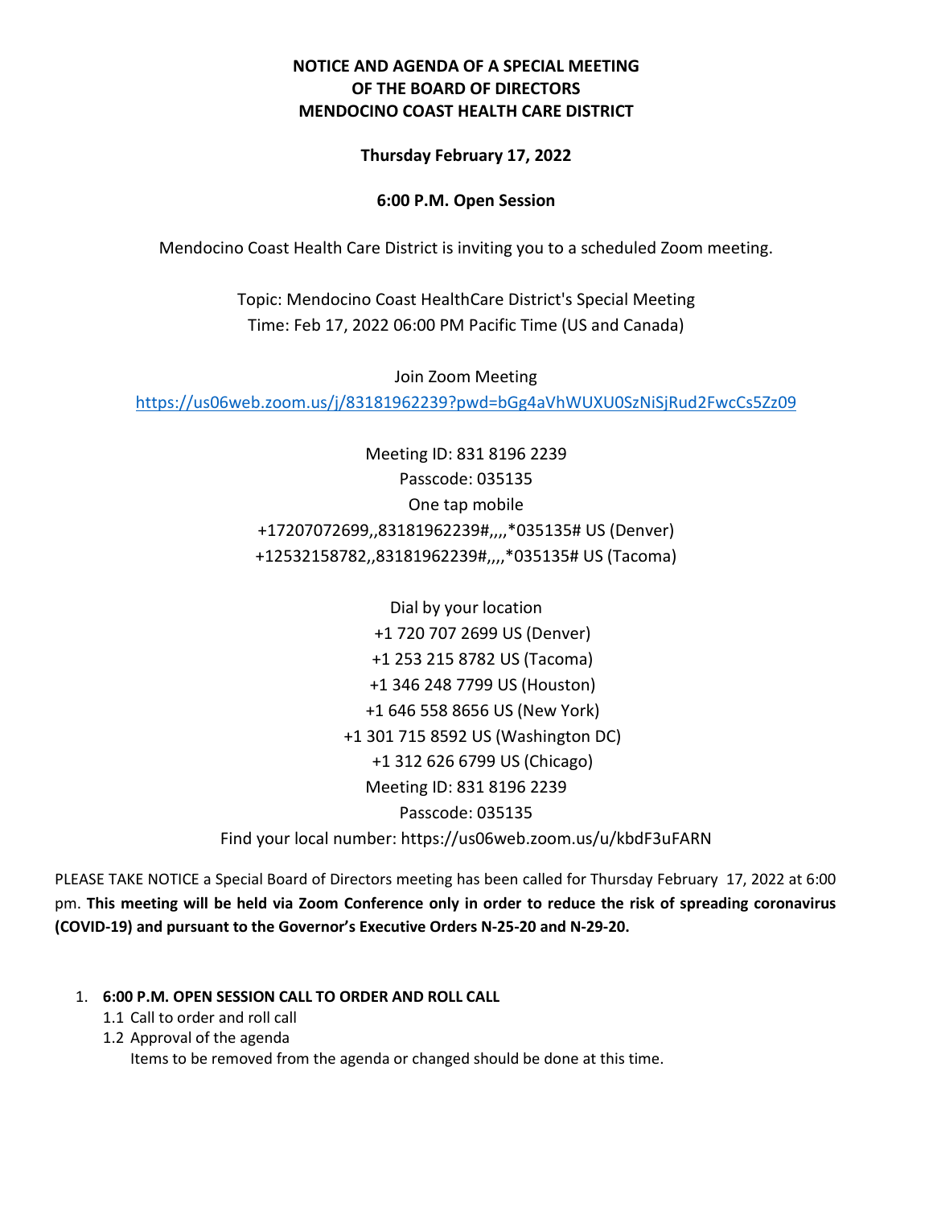**NOTICE AND AGENDA OF A SPECIAL MEETING**
**OF THE BOARD OF DIRECTORS**
**MENDOCINO COAST HEALTH CARE DISTRICT**

**Thursday February 17, 2022**

**6:00 P.M. Open Session**

Mendocino Coast Health Care District is inviting you to a scheduled Zoom meeting.

Topic: Mendocino Coast HealthCare District's Special Meeting
Time: Feb 17, 2022 06:00 PM Pacific Time (US and Canada)

Join Zoom Meeting
https://us06web.zoom.us/j/83181962239?pwd=bGg4aVhWUXU0SzNiSjRud2FwcCs5Zz09

Meeting ID: 831 8196 2239
Passcode: 035135
One tap mobile
+17207072699,,83181962239#,,,,*035135# US (Denver)
+12532158782,,83181962239#,,,,*035135# US (Tacoma)

Dial by your location
+1 720 707 2699 US (Denver)
+1 253 215 8782 US (Tacoma)
+1 346 248 7799 US (Houston)
+1 646 558 8656 US (New York)
+1 301 715 8592 US (Washington DC)
+1 312 626 6799 US (Chicago)
Meeting ID: 831 8196 2239
Passcode: 035135
Find your local number: https://us06web.zoom.us/u/kbdF3uFARN

PLEASE TAKE NOTICE a Special Board of Directors meeting has been called for Thursday February 17, 2022 at 6:00 pm. **This meeting will be held via Zoom Conference only in order to reduce the risk of spreading coronavirus (COVID-19) and pursuant to the Governor's Executive Orders N-25-20 and N-29-20.**

1. **6:00 P.M. OPEN SESSION CALL TO ORDER AND ROLL CALL**
   - 1.1 Call to order and roll call
   - 1.2 Approval of the agenda
     Items to be removed from the agenda or changed should be done at this time.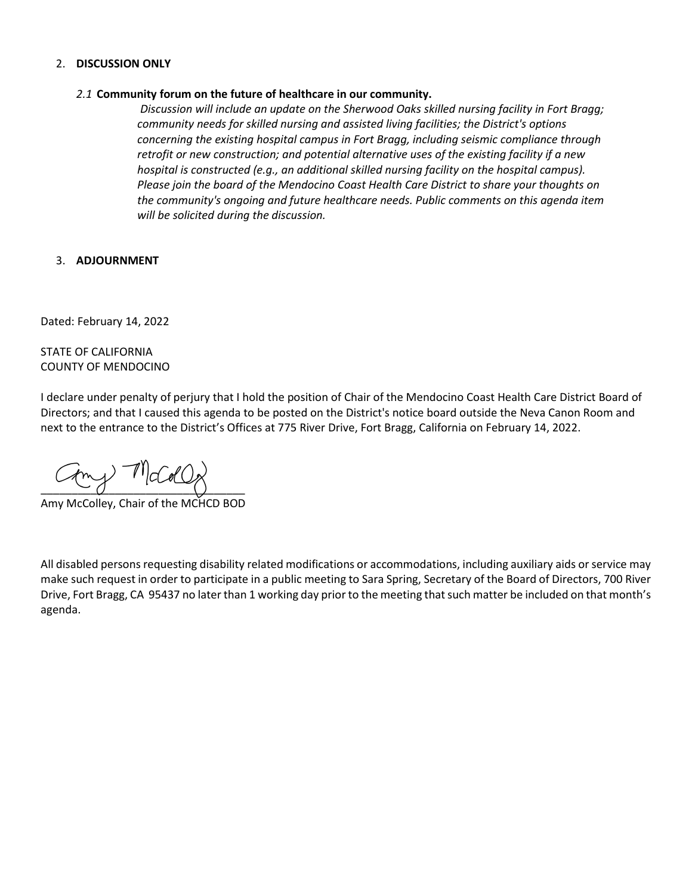2. **DISCUSSION ONLY**

   *2.1* **Community forum on the future of healthcare in our community.**

   *Discussion will include an update on the Sherwood Oaks skilled nursing facility in Fort Bragg; community needs for skilled nursing and assisted living facilities; the District's options concerning the existing hospital campus in Fort Bragg, including seismic compliance through retrofit or new construction; and potential alternative uses of the existing facility if a new hospital is constructed (e.g., an additional skilled nursing facility on the hospital campus). Please join the board of the Mendocino Coast Health Care District to share your thoughts on the community's ongoing and future healthcare needs. Public comments on this agenda item will be solicited during the discussion.*

3. **ADJOURNMENT**

Dated: February 14, 2022

STATE OF CALIFORNIA
COUNTY OF MENDOCINO

I declare under penalty of perjury that I hold the position of Chair of the Mendocino Coast Health Care District Board of Directors; and that I caused this agenda to be posted on the District's notice board outside the Neva Canon Room and next to the entrance to the District's Offices at 775 River Drive, Fort Bragg, California on February 14, 2022.

Amy McColley

\_\_\_\_\_\_\_\_\_\_\_\_\_\_\_\_\_\_\_\_\_\_\_\_\_\_\_\_\_\_\_\_

Amy McColley, Chair of the MCHCD BOD

All disabled persons requesting disability related modifications or accommodations, including auxiliary aids or service may make such request in order to participate in a public meeting to Sara Spring, Secretary of the Board of Directors, 700 River Drive, Fort Bragg, CA 95437 no later than 1 working day prior to the meeting that such matter be included on that month's agenda.